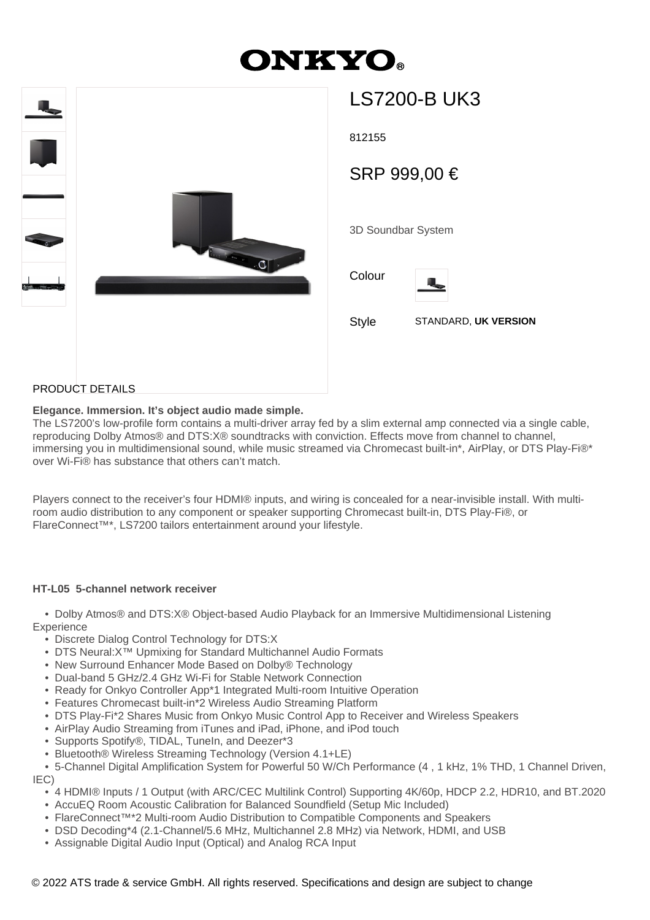# ONKYO®

## LS7200-B UK3

812155

SRP 999,00 €

3D Soundbar System

Colour

Style STANDARD, **UK VERSION**

PRODUCT DETAILS

**Elegance. Immersion. It's object audio made simple.**
The LS7200's low-profile form contains a multi-driver array fed by a slim external amp connected via a single cable, reproducing Dolby Atmos® and DTS:X® soundtracks with conviction. Effects move from channel to channel, immersing you in multidimensional sound, while music streamed via Chromecast built-in*, AirPlay, or DTS Play-Fi®* over Wi-Fi® has substance that others can't match.

Players connect to the receiver's four HDMI® inputs, and wiring is concealed for a near-invisible install. With multi-room audio distribution to any component or speaker supporting Chromecast built-in, DTS Play-Fi®, or FlareConnect™*, LS7200 tailors entertainment around your lifestyle.

**HT-L05 5-channel network receiver**

- Dolby Atmos® and DTS:X® Object-based Audio Playback for an Immersive Multidimensional Listening Experience
- Discrete Dialog Control Technology for DTS:X
- DTS Neural:X™ Upmixing for Standard Multichannel Audio Formats
- New Surround Enhancer Mode Based on Dolby® Technology
- Dual-band 5 GHz/2.4 GHz Wi-Fi for Stable Network Connection
- Ready for Onkyo Controller App*1 Integrated Multi-room Intuitive Operation
- Features Chromecast built-in*2 Wireless Audio Streaming Platform
- DTS Play-Fi*2 Shares Music from Onkyo Music Control App to Receiver and Wireless Speakers
- AirPlay Audio Streaming from iTunes and iPad, iPhone, and iPod touch
- Supports Spotify®, TIDAL, TuneIn, and Deezer*3
- Bluetooth® Wireless Streaming Technology (Version 4.1+LE)
- 5-Channel Digital Amplification System for Powerful 50 W/Ch Performance (4 , 1 kHz, 1% THD, 1 Channel Driven, IEC)
- 4 HDMI® Inputs / 1 Output (with ARC/CEC Multilink Control) Supporting 4K/60p, HDCP 2.2, HDR10, and BT.2020
- AccuEQ Room Acoustic Calibration for Balanced Soundfield (Setup Mic Included)
- FlareConnect™*2 Multi-room Audio Distribution to Compatible Components and Speakers
- DSD Decoding*4 (2.1-Channel/5.6 MHz, Multichannel 2.8 MHz) via Network, HDMI, and USB
- Assignable Digital Audio Input (Optical) and Analog RCA Input

© 2022 ATS trade & service GmbH. All rights reserved. Specifications and design are subject to change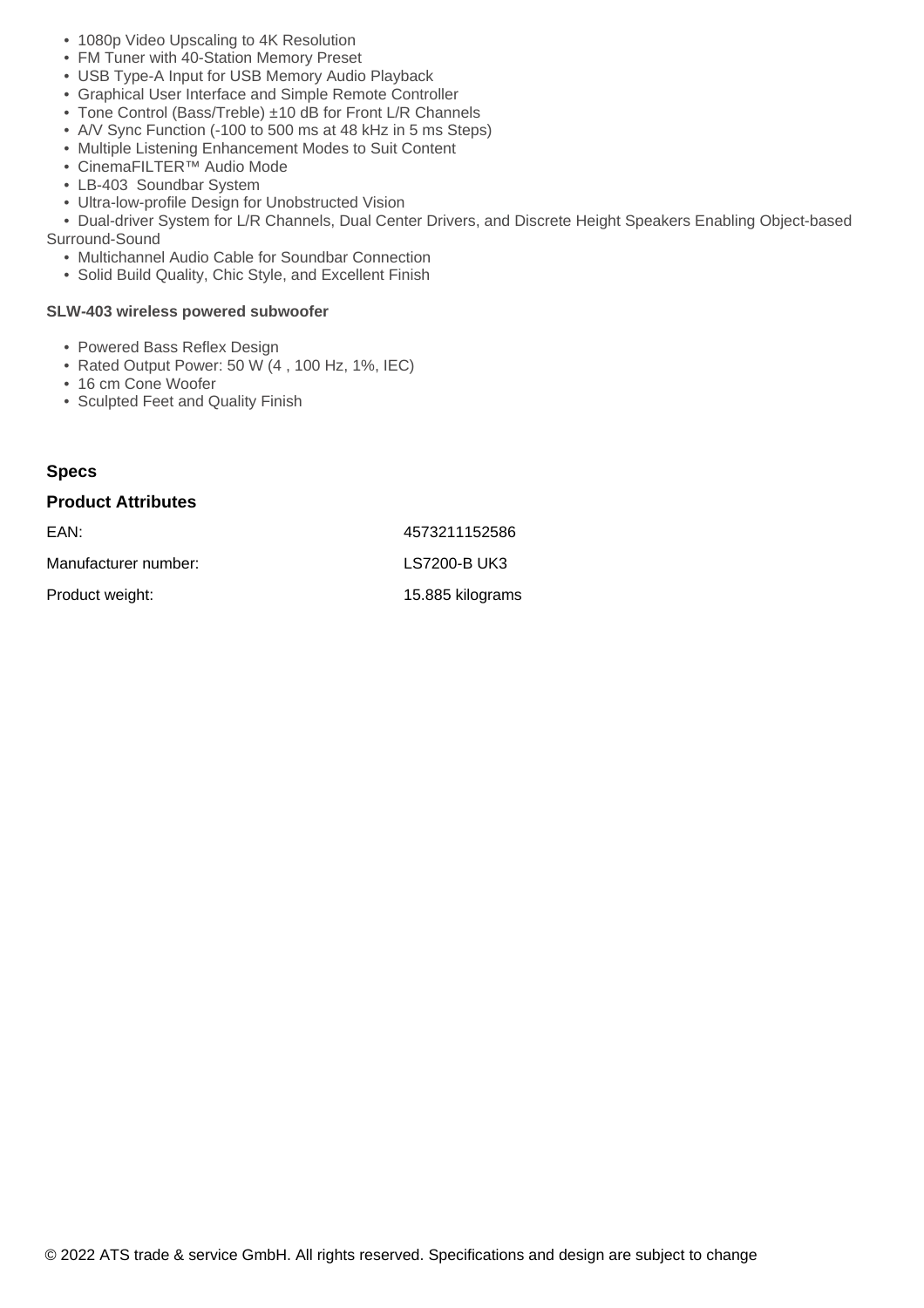- 1080p Video Upscaling to 4K Resolution
- FM Tuner with 40-Station Memory Preset
- USB Type-A Input for USB Memory Audio Playback
- Graphical User Interface and Simple Remote Controller
- Tone Control (Bass/Treble) ±10 dB for Front L/R Channels
- A/V Sync Function (-100 to 500 ms at 48 kHz in 5 ms Steps)
- Multiple Listening Enhancement Modes to Suit Content
- CinemaFILTER™ Audio Mode
- LB-403 Soundbar System
- Ultra-low-profile Design for Unobstructed Vision
- Dual-driver System for L/R Channels, Dual Center Drivers, and Discrete Height Speakers Enabling Object-based Surround-Sound
- Multichannel Audio Cable for Soundbar Connection
- Solid Build Quality, Chic Style, and Excellent Finish

**SLW-403 wireless powered subwoofer**

- Powered Bass Reflex Design
- Rated Output Power: 50 W (4 , 100 Hz, 1%, IEC)
- 16 cm Cone Woofer
- Sculpted Feet and Quality Finish

## Specs

### Product Attributes

| | |
|---|---|
| EAN: | 4573211152586 |
| Manufacturer number: | LS7200-B UK3 |
| Product weight: | 15.885 kilograms |

© 2022 ATS trade & service GmbH. All rights reserved. Specifications and design are subject to change